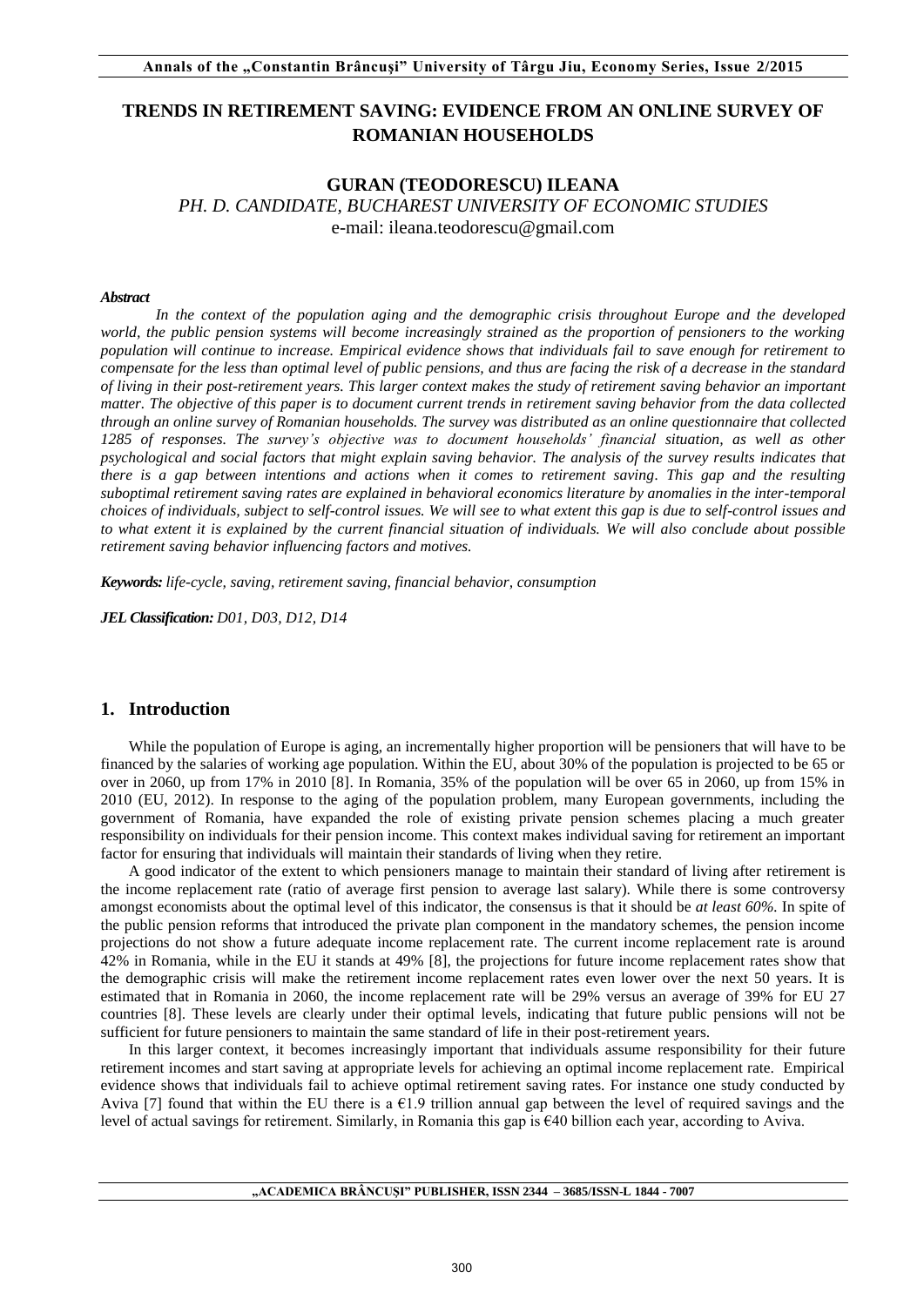# TRENDS IN RETIREMENT SAVING: EVIDENCE FROM AN ONLINE SURVEY OF ROMANIAN HOUSEHOLDS

**GURAN (TEODORESCU) ILEANA**

*PH. D. CANDIDATE, BUCHAREST UNIVERSITY OF ECONOMIC STUDIES*

e-mail: ileana.teodorescu@gmail.com

***Abstract***

*In the context of the population aging and the demographic crisis throughout Europe and the developed world, the public pension systems will become increasingly strained as the proportion of pensioners to the working population will continue to increase. Empirical evidence shows that individuals fail to save enough for retirement to compensate for the less than optimal level of public pensions, and thus are facing the risk of a decrease in the standard of living in their post-retirement years. This larger context makes the study of retirement saving behavior an important matter. The objective of this paper is to document current trends in retirement saving behavior from the data collected through an online survey of Romanian households. The survey was distributed as an online questionnaire that collected 1285 of responses. The survey's objective was to document households' financial situation, as well as other psychological and social factors that might explain saving behavior. The analysis of the survey results indicates that there is a gap between intentions and actions when it comes to retirement saving. This gap and the resulting suboptimal retirement saving rates are explained in behavioral economics literature by anomalies in the inter-temporal choices of individuals, subject to self-control issues. We will see to what extent this gap is due to self-control issues and to what extent it is explained by the current financial situation of individuals. We will also conclude about possible retirement saving behavior influencing factors and motives.*

***Keywords:*** *life-cycle, saving, retirement saving, financial behavior, consumption*

***JEL Classification:*** *D01, D03, D12, D14*

## 1. Introduction

While the population of Europe is aging, an incrementally higher proportion will be pensioners that will have to be financed by the salaries of working age population. Within the EU, about 30% of the population is projected to be 65 or over in 2060, up from 17% in 2010 [8]. In Romania, 35% of the population will be over 65 in 2060, up from 15% in 2010 (EU, 2012). In response to the aging of the population problem, many European governments, including the government of Romania, have expanded the role of existing private pension schemes placing a much greater responsibility on individuals for their pension income. This context makes individual saving for retirement an important factor for ensuring that individuals will maintain their standards of living when they retire.

A good indicator of the extent to which pensioners manage to maintain their standard of living after retirement is the income replacement rate (ratio of average first pension to average last salary). While there is some controversy amongst economists about the optimal level of this indicator, the consensus is that it should be *at least 60%*. In spite of the public pension reforms that introduced the private plan component in the mandatory schemes, the pension income projections do not show a future adequate income replacement rate. The current income replacement rate is around 42% in Romania, while in the EU it stands at 49% [8], the projections for future income replacement rates show that the demographic crisis will make the retirement income replacement rates even lower over the next 50 years. It is estimated that in Romania in 2060, the income replacement rate will be 29% versus an average of 39% for EU 27 countries [8]. These levels are clearly under their optimal levels, indicating that future public pensions will not be sufficient for future pensioners to maintain the same standard of life in their post-retirement years.

In this larger context, it becomes increasingly important that individuals assume responsibility for their future retirement incomes and start saving at appropriate levels for achieving an optimal income replacement rate. Empirical evidence shows that individuals fail to achieve optimal retirement saving rates. For instance one study conducted by Aviva [7] found that within the EU there is a €1.9 trillion annual gap between the level of required savings and the level of actual savings for retirement. Similarly, in Romania this gap is €40 billion each year, according to Aviva.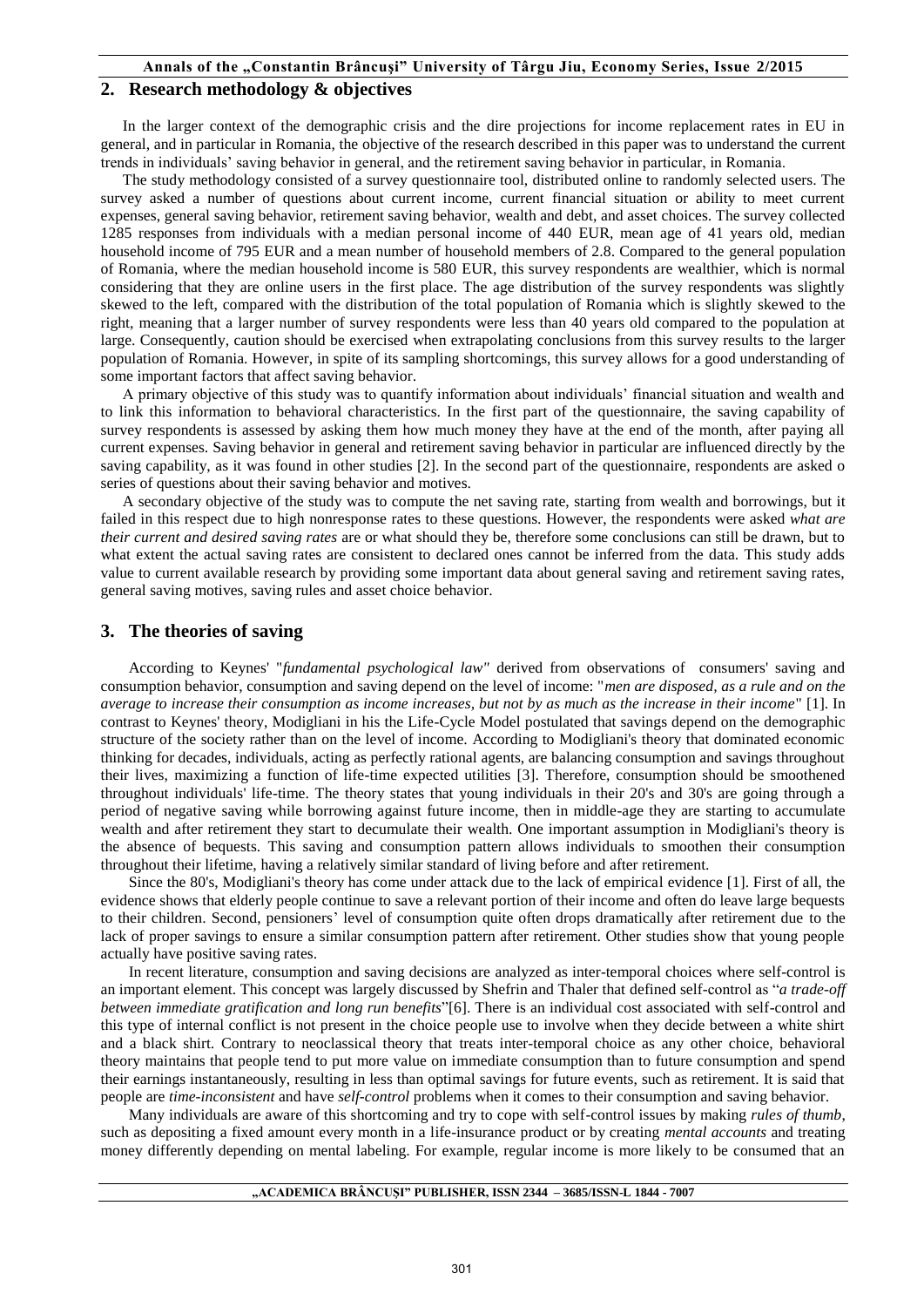## 2. Research methodology & objectives

In the larger context of the demographic crisis and the dire projections for income replacement rates in EU in general, and in particular in Romania, the objective of the research described in this paper was to understand the current trends in individuals' saving behavior in general, and the retirement saving behavior in particular, in Romania.

The study methodology consisted of a survey questionnaire tool, distributed online to randomly selected users. The survey asked a number of questions about current income, current financial situation or ability to meet current expenses, general saving behavior, retirement saving behavior, wealth and debt, and asset choices. The survey collected 1285 responses from individuals with a median personal income of 440 EUR, mean age of 41 years old, median household income of 795 EUR and a mean number of household members of 2.8. Compared to the general population of Romania, where the median household income is 580 EUR, this survey respondents are wealthier, which is normal considering that they are online users in the first place. The age distribution of the survey respondents was slightly skewed to the left, compared with the distribution of the total population of Romania which is slightly skewed to the right, meaning that a larger number of survey respondents were less than 40 years old compared to the population at large. Consequently, caution should be exercised when extrapolating conclusions from this survey results to the larger population of Romania. However, in spite of its sampling shortcomings, this survey allows for a good understanding of some important factors that affect saving behavior.

A primary objective of this study was to quantify information about individuals' financial situation and wealth and to link this information to behavioral characteristics. In the first part of the questionnaire, the saving capability of survey respondents is assessed by asking them how much money they have at the end of the month, after paying all current expenses. Saving behavior in general and retirement saving behavior in particular are influenced directly by the saving capability, as it was found in other studies [2]. In the second part of the questionnaire, respondents are asked o series of questions about their saving behavior and motives.

A secondary objective of the study was to compute the net saving rate, starting from wealth and borrowings, but it failed in this respect due to high nonresponse rates to these questions. However, the respondents were asked *what are their current and desired saving rates* are or what should they be, therefore some conclusions can still be drawn, but to what extent the actual saving rates are consistent to declared ones cannot be inferred from the data. This study adds value to current available research by providing some important data about general saving and retirement saving rates, general saving motives, saving rules and asset choice behavior.

## 3. The theories of saving

According to Keynes' "*fundamental psychological law"* derived from observations of consumers' saving and consumption behavior, consumption and saving depend on the level of income: "*men are disposed, as a rule and on the average to increase their consumption as income increases, but not by as much as the increase in their income*" [1]. In contrast to Keynes' theory, Modigliani in his the Life-Cycle Model postulated that savings depend on the demographic structure of the society rather than on the level of income. According to Modigliani's theory that dominated economic thinking for decades, individuals, acting as perfectly rational agents, are balancing consumption and savings throughout their lives, maximizing a function of life-time expected utilities [3]. Therefore, consumption should be smoothened throughout individuals' life-time. The theory states that young individuals in their 20's and 30's are going through a period of negative saving while borrowing against future income, then in middle-age they are starting to accumulate wealth and after retirement they start to decumulate their wealth. One important assumption in Modigliani's theory is the absence of bequests. This saving and consumption pattern allows individuals to smoothen their consumption throughout their lifetime, having a relatively similar standard of living before and after retirement.

Since the 80's, Modigliani's theory has come under attack due to the lack of empirical evidence [1]. First of all, the evidence shows that elderly people continue to save a relevant portion of their income and often do leave large bequests to their children. Second, pensioners' level of consumption quite often drops dramatically after retirement due to the lack of proper savings to ensure a similar consumption pattern after retirement. Other studies show that young people actually have positive saving rates.

In recent literature, consumption and saving decisions are analyzed as inter-temporal choices where self-control is an important element. This concept was largely discussed by Shefrin and Thaler that defined self-control as "*a trade-off between immediate gratification and long run benefits*"[6]. There is an individual cost associated with self-control and this type of internal conflict is not present in the choice people use to involve when they decide between a white shirt and a black shirt. Contrary to neoclassical theory that treats inter-temporal choice as any other choice, behavioral theory maintains that people tend to put more value on immediate consumption than to future consumption and spend their earnings instantaneously, resulting in less than optimal savings for future events, such as retirement. It is said that people are *time-inconsistent* and have *self-control* problems when it comes to their consumption and saving behavior.

Many individuals are aware of this shortcoming and try to cope with self-control issues by making *rules of thumb*, such as depositing a fixed amount every month in a life-insurance product or by creating *mental accounts* and treating money differently depending on mental labeling. For example, regular income is more likely to be consumed that an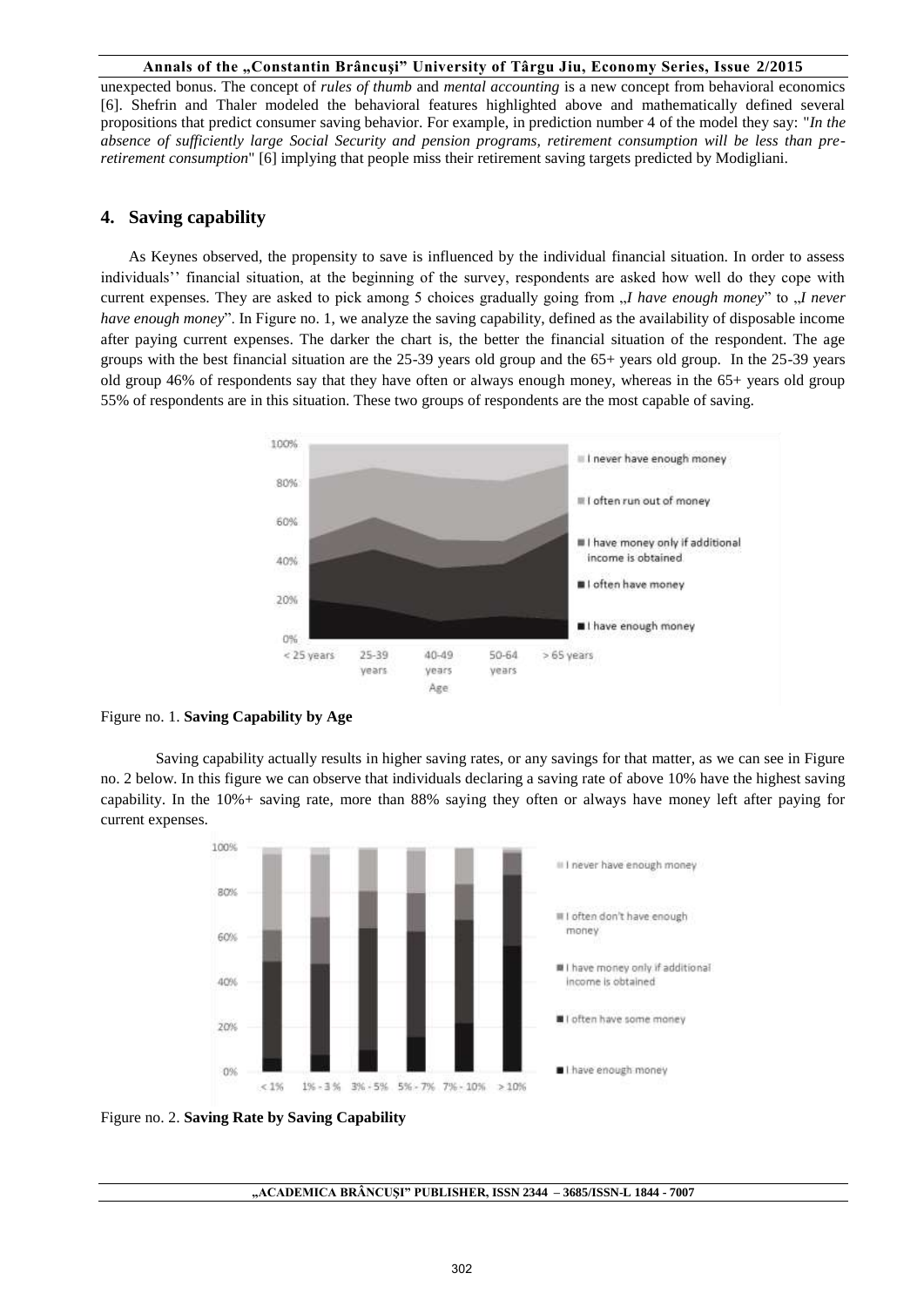unexpected bonus. The concept of *rules of thumb* and *mental accounting* is a new concept from behavioral economics [6]. Shefrin and Thaler modeled the behavioral features highlighted above and mathematically defined several propositions that predict consumer saving behavior. For example, in prediction number 4 of the model they say: "*In the absence of sufficiently large Social Security and pension programs, retirement consumption will be less than pre-retirement consumption*" [6] implying that people miss their retirement saving targets predicted by Modigliani.

## 4. Saving capability

As Keynes observed, the propensity to save is influenced by the individual financial situation. In order to assess individuals'' financial situation, at the beginning of the survey, respondents are asked how well do they cope with current expenses. They are asked to pick among 5 choices gradually going from „*I have enough money*" to „*I never have enough money*". In Figure no. 1, we analyze the saving capability, defined as the availability of disposable income after paying current expenses. The darker the chart is, the better the financial situation of the respondent. The age groups with the best financial situation are the 25-39 years old group and the 65+ years old group. In the 25-39 years old group 46% of respondents say that they have often or always enough money, whereas in the 65+ years old group 55% of respondents are in this situation. These two groups of respondents are the most capable of saving.

Figure no. 1. **Saving Capability by Age**

Saving capability actually results in higher saving rates, or any savings for that matter, as we can see in Figure no. 2 below. In this figure we can observe that individuals declaring a saving rate of above 10% have the highest saving capability. In the 10%+ saving rate, more than 88% saying they often or always have money left after paying for current expenses.

Figure no. 2. **Saving Rate by Saving Capability**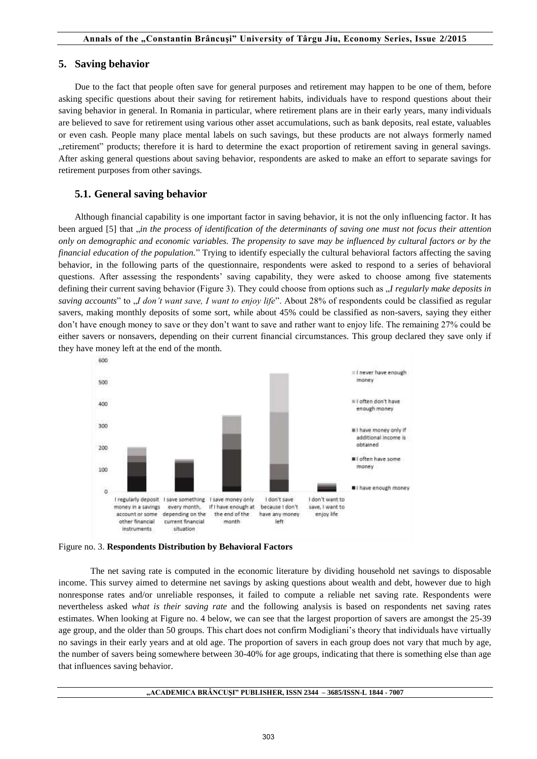## 5. Saving behavior

Due to the fact that people often save for general purposes and retirement may happen to be one of them, before asking specific questions about their saving for retirement habits, individuals have to respond questions about their saving behavior in general. In Romania in particular, where retirement plans are in their early years, many individuals are believed to save for retirement using various other asset accumulations, such as bank deposits, real estate, valuables or even cash. People many place mental labels on such savings, but these products are not always formerly named „retirement" products; therefore it is hard to determine the exact proportion of retirement saving in general savings. After asking general questions about saving behavior, respondents are asked to make an effort to separate savings for retirement purposes from other savings.

### 5.1. General saving behavior

Although financial capability is one important factor in saving behavior, it is not the only influencing factor. It has been argued [5] that „*in the process of identification of the determinants of saving one must not focus their attention only on demographic and economic variables. The propensity to save may be influenced by cultural factors or by the financial education of the population.*" Trying to identify especially the cultural behavioral factors affecting the saving behavior, in the following parts of the questionnaire, respondents were asked to respond to a series of behavioral questions. After assessing the respondents' saving capability, they were asked to choose among five statements defining their current saving behavior (Figure 3). They could choose from options such as „*I regularly make deposits in saving accounts*" to „*I don't want save, I want to enjoy life*". About 28% of respondents could be classified as regular savers, making monthly deposits of some sort, while about 45% could be classified as non-savers, saying they either don't have enough money to save or they don't want to save and rather want to enjoy life. The remaining 27% could be either savers or nonsavers, depending on their current financial circumstances. This group declared they save only if they have money left at the end of the month.

Figure no. 3. **Respondents Distribution by Behavioral Factors**

The net saving rate is computed in the economic literature by dividing household net savings to disposable income. This survey aimed to determine net savings by asking questions about wealth and debt, however due to high nonresponse rates and/or unreliable responses, it failed to compute a reliable net saving rate. Respondents were nevertheless asked *what is their saving rate* and the following analysis is based on respondents net saving rates estimates. When looking at Figure no. 4 below, we can see that the largest proportion of savers are amongst the 25-39 age group, and the older than 50 groups. This chart does not confirm Modigliani's theory that individuals have virtually no savings in their early years and at old age. The proportion of savers in each group does not vary that much by age, the number of savers being somewhere between 30-40% for age groups, indicating that there is something else than age that influences saving behavior.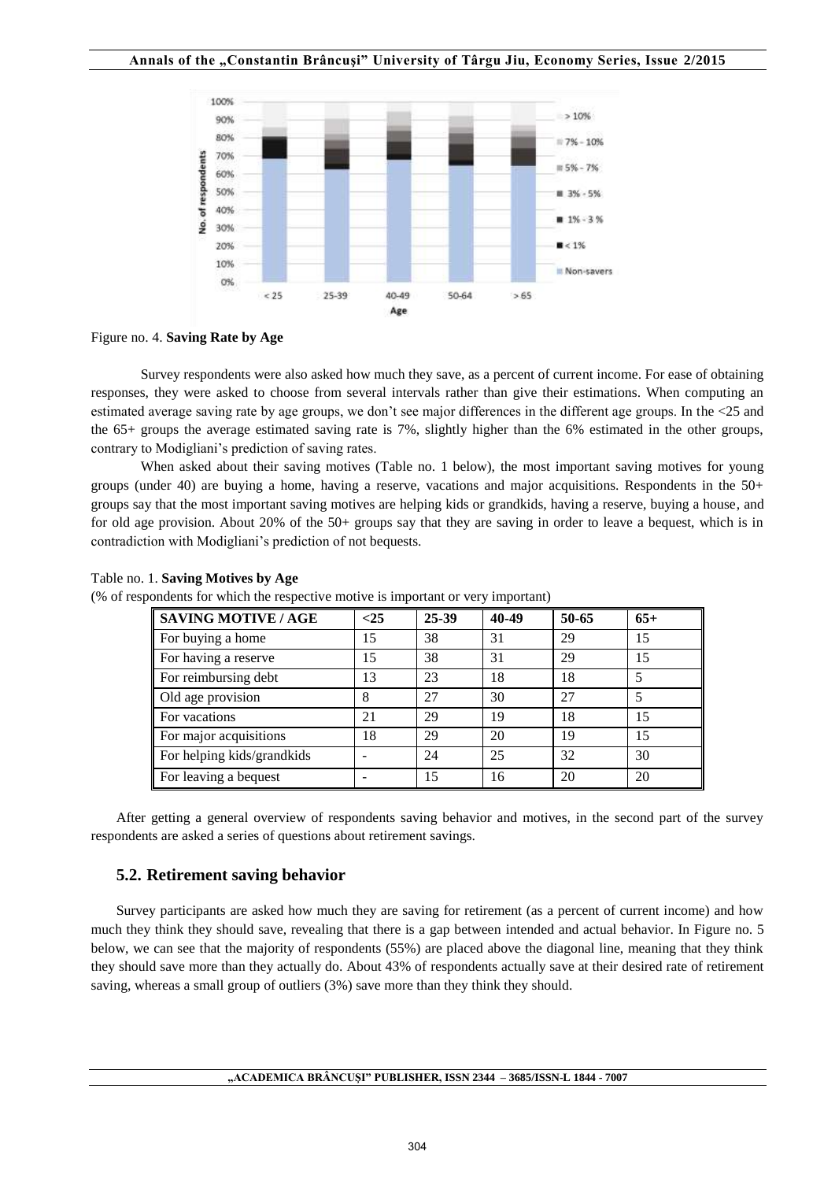Figure no. 4. **Saving Rate by Age**

Survey respondents were also asked how much they save, as a percent of current income. For ease of obtaining responses, they were asked to choose from several intervals rather than give their estimations. When computing an estimated average saving rate by age groups, we don't see major differences in the different age groups. In the <25 and the 65+ groups the average estimated saving rate is 7%, slightly higher than the 6% estimated in the other groups, contrary to Modigliani's prediction of saving rates.

When asked about their saving motives (Table no. 1 below), the most important saving motives for young groups (under 40) are buying a home, having a reserve, vacations and major acquisitions. Respondents in the 50+ groups say that the most important saving motives are helping kids or grandkids, having a reserve, buying a house, and for old age provision. About 20% of the 50+ groups say that they are saving in order to leave a bequest, which is in contradiction with Modigliani's prediction of not bequests.

Table no. 1. **Saving Motives by Age**

(% of respondents for which the respective motive is important or very important)

| SAVING MOTIVE / AGE | <25 | 25-39 | 40-49 | 50-65 | 65+ |
|---|---|---|---|---|---|
| For buying a home | 15 | 38 | 31 | 29 | 15 |
| For having a reserve | 15 | 38 | 31 | 29 | 15 |
| For reimbursing debt | 13 | 23 | 18 | 18 | 5 |
| Old age provision | 8 | 27 | 30 | 27 | 5 |
| For vacations | 21 | 29 | 19 | 18 | 15 |
| For major acquisitions | 18 | 29 | 20 | 19 | 15 |
| For helping kids/grandkids | - | 24 | 25 | 32 | 30 |
| For leaving a bequest | - | 15 | 16 | 20 | 20 |

After getting a general overview of respondents saving behavior and motives, in the second part of the survey respondents are asked a series of questions about retirement savings.

## 5.2. Retirement saving behavior

Survey participants are asked how much they are saving for retirement (as a percent of current income) and how much they think they should save, revealing that there is a gap between intended and actual behavior. In Figure no. 5 below, we can see that the majority of respondents (55%) are placed above the diagonal line, meaning that they think they should save more than they actually do. About 43% of respondents actually save at their desired rate of retirement saving, whereas a small group of outliers (3%) save more than they think they should.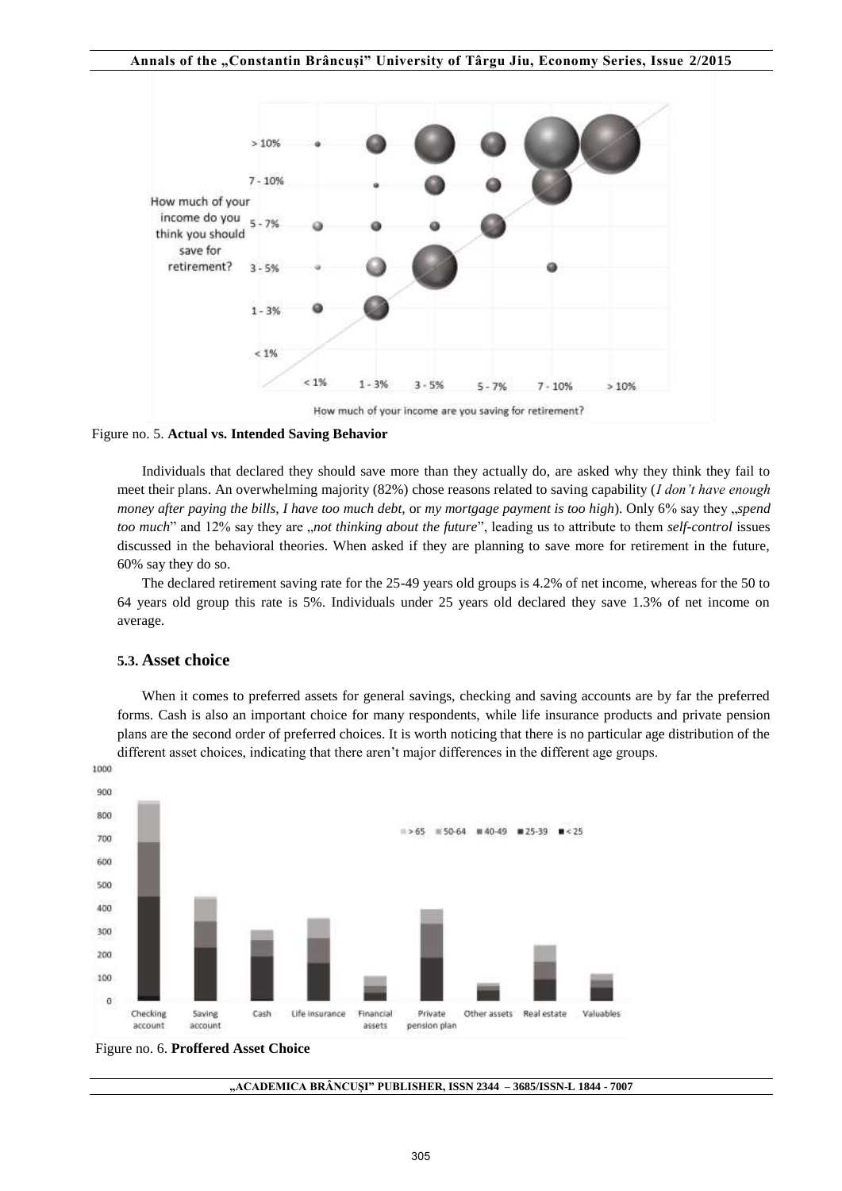Figure no. 5. **Actual vs. Intended Saving Behavior**

Individuals that declared they should save more than they actually do, are asked why they think they fail to meet their plans. An overwhelming majority (82%) chose reasons related to saving capability (*I don't have enough money after paying the bills, I have too much debt,* or *my mortgage payment is too high*). Only 6% say they „*spend too much*" and 12% say they are „*not thinking about the future*", leading us to attribute to them *self-control* issues discussed in the behavioral theories. When asked if they are planning to save more for retirement in the future, 60% say they do so.

The declared retirement saving rate for the 25-49 years old groups is 4.2% of net income, whereas for the 50 to 64 years old group this rate is 5%. Individuals under 25 years old declared they save 1.3% of net income on average.

### 5.3. Asset choice

When it comes to preferred assets for general savings, checking and saving accounts are by far the preferred forms. Cash is also an important choice for many respondents, while life insurance products and private pension plans are the second order of preferred choices. It is worth noticing that there is no particular age distribution of the different asset choices, indicating that there aren't major differences in the different age groups.

Figure no. 6. **Proffered Asset Choice**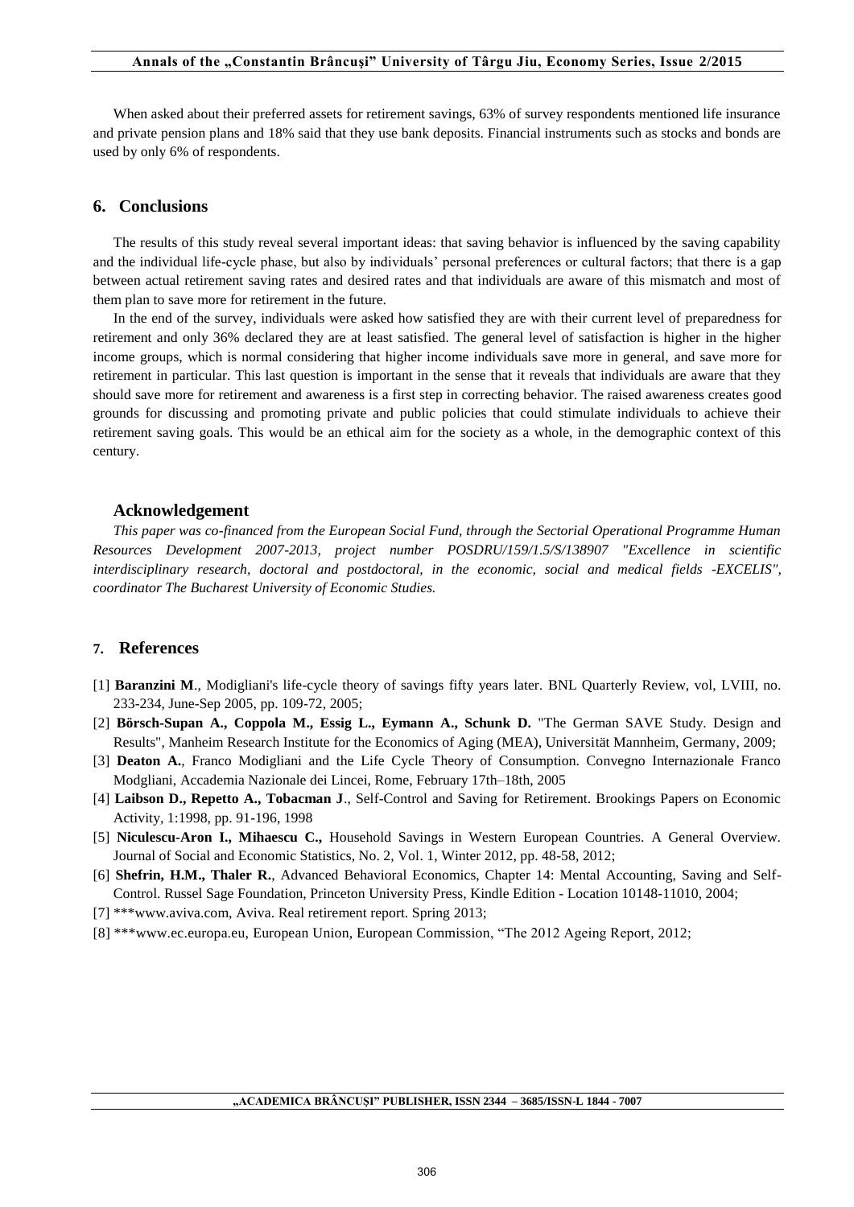When asked about their preferred assets for retirement savings, 63% of survey respondents mentioned life insurance and private pension plans and 18% said that they use bank deposits. Financial instruments such as stocks and bonds are used by only 6% of respondents.

## 6. Conclusions

The results of this study reveal several important ideas: that saving behavior is influenced by the saving capability and the individual life-cycle phase, but also by individuals' personal preferences or cultural factors; that there is a gap between actual retirement saving rates and desired rates and that individuals are aware of this mismatch and most of them plan to save more for retirement in the future.

In the end of the survey, individuals were asked how satisfied they are with their current level of preparedness for retirement and only 36% declared they are at least satisfied. The general level of satisfaction is higher in the higher income groups, which is normal considering that higher income individuals save more in general, and save more for retirement in particular. This last question is important in the sense that it reveals that individuals are aware that they should save more for retirement and awareness is a first step in correcting behavior. The raised awareness creates good grounds for discussing and promoting private and public policies that could stimulate individuals to achieve their retirement saving goals. This would be an ethical aim for the society as a whole, in the demographic context of this century.

### Acknowledgement

*This paper was co-financed from the European Social Fund, through the Sectorial Operational Programme Human Resources Development 2007-2013, project number POSDRU/159/1.5/S/138907 "Excellence in scientific interdisciplinary research, doctoral and postdoctoral, in the economic, social and medical fields -EXCELIS", coordinator The Bucharest University of Economic Studies.*

## 7. References

[1] **Baranzini M**., Modigliani's life-cycle theory of savings fifty years later. BNL Quarterly Review, vol, LVIII, no. 233-234, June-Sep 2005, pp. 109-72, 2005;

[2] **Börsch-Supan A., Coppola M., Essig L., Eymann A., Schunk D.** "The German SAVE Study. Design and Results", Manheim Research Institute for the Economics of Aging (MEA), Universität Mannheim, Germany, 2009;

[3] **Deaton A.**, Franco Modigliani and the Life Cycle Theory of Consumption. Convegno Internazionale Franco Modgliani, Accademia Nazionale dei Lincei, Rome, February 17th–18th, 2005

[4] **Laibson D., Repetto A., Tobacman J**., Self-Control and Saving for Retirement. Brookings Papers on Economic Activity, 1:1998, pp. 91-196, 1998

[5] **Niculescu-Aron I., Mihaescu C.,** Household Savings in Western European Countries. A General Overview. Journal of Social and Economic Statistics, No. 2, Vol. 1, Winter 2012, pp. 48-58, 2012;

[6] **Shefrin, H.M., Thaler R.**, Advanced Behavioral Economics, Chapter 14: Mental Accounting, Saving and Self-Control. Russel Sage Foundation, Princeton University Press, Kindle Edition - Location 10148-11010, 2004;

[7] ***www.aviva.com, Aviva. Real retirement report. Spring 2013;

[8] ***www.ec.europa.eu, European Union, European Commission, "The 2012 Ageing Report, 2012;